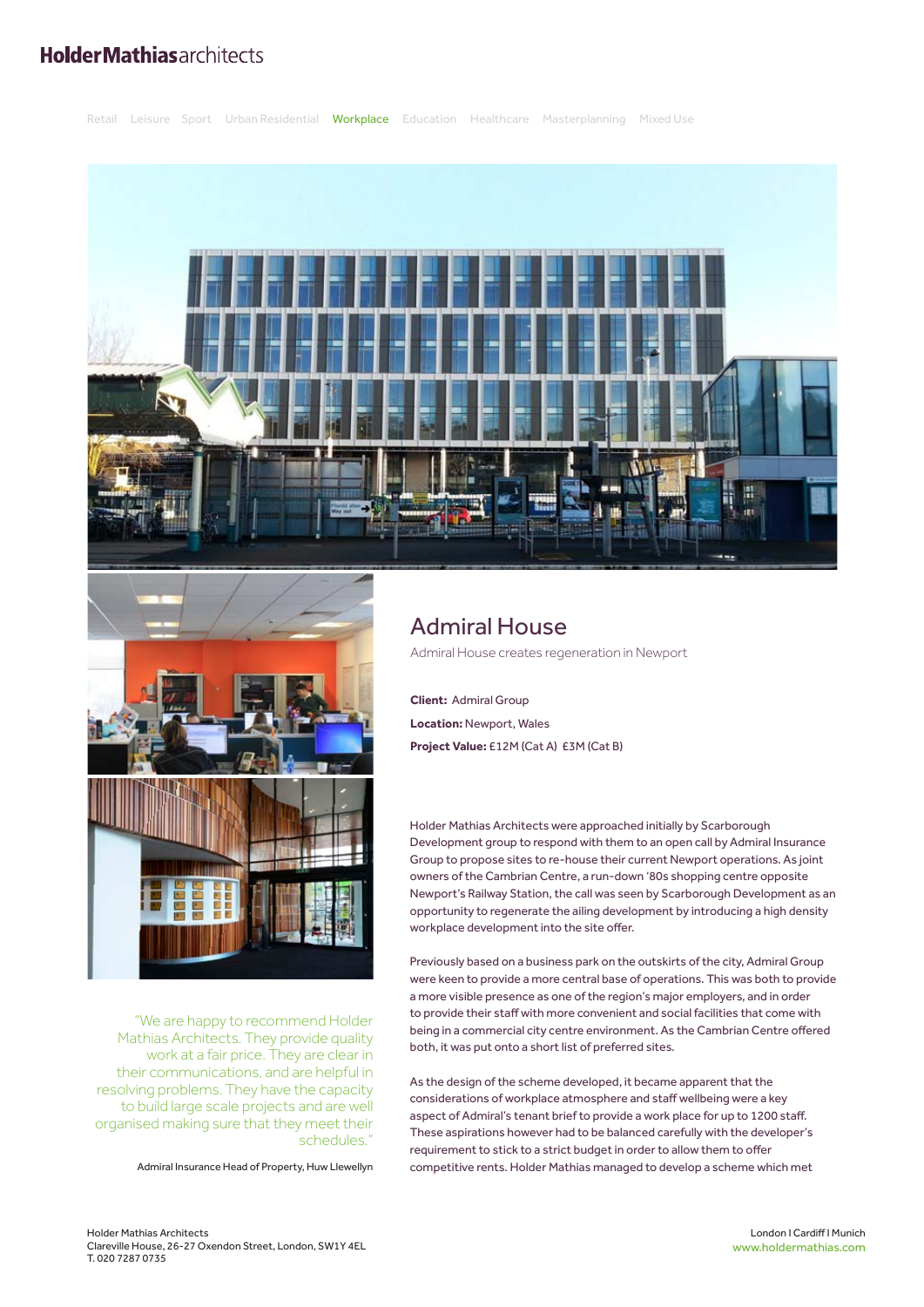**HolderMathias**architects

Retail Leisure Sport Urban Residential Workplace Education Healthcare Masterplanning Mixed Use

# Admiral House

Admiral House creates regeneration in Newport

**Client:** Admiral Group

**Location:** Newport, Wales

**Project Value:** £12M (Cat A) £3M (Cat B)

Holder Mathias Architects were approached initially by Scarborough Development group to respond with them to an open call by Admiral Insurance Group to propose sites to re-house their current Newport operations. As joint owners of the Cambrian Centre, a run-down '80s shopping centre opposite Newport's Railway Station, the call was seen by Scarborough Development as an opportunity to regenerate the ailing development by introducing a high density workplace development into the site offer.

Previously based on a business park on the outskirts of the city, Admiral Group were keen to provide a more central base of operations. This was both to provide a more visible presence as one of the region's major employers, and in order to provide their staff with more convenient and social facilities that come with being in a commercial city centre environment. As the Cambrian Centre offered both, it was put onto a short list of preferred sites.

As the design of the scheme developed, it became apparent that the considerations of workplace atmosphere and staff wellbeing were a key aspect of Admiral's tenant brief to provide a work place for up to 1200 staff. These aspirations however had to be balanced carefully with the developer's requirement to stick to a strict budget in order to allow them to offer competitive rents. Holder Mathias managed to develop a scheme which met

> "We are happy to recommend Holder Mathias Architects. They provide quality work at a fair price. They are clear in their communications, and are helpful in resolving problems. They have the capacity to build large scale projects and are well organised making sure that they meet their schedules."
>
> Admiral Insurance Head of Property, Huw Llewellyn

Holder Mathias Architects
Clareville House, 26-27 Oxendon Street, London, SW1Y 4EL
T. 020 7287 0735

London I Cardiff I Munich
www.holdermathias.com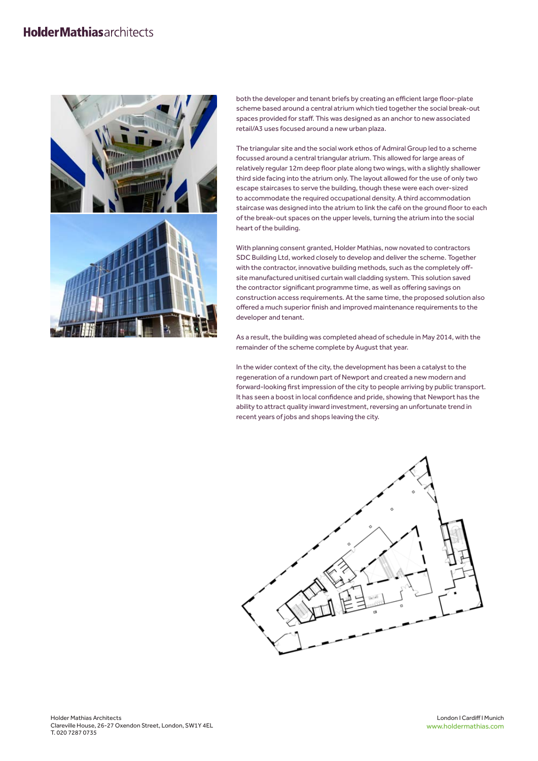both the developer and tenant briefs by creating an efficient large floor-plate scheme based around a central atrium which tied together the social break-out spaces provided for staff. This was designed as an anchor to new associated retail/A3 uses focused around a new urban plaza.

The triangular site and the social work ethos of Admiral Group led to a scheme focussed around a central triangular atrium. This allowed for large areas of relatively regular 12m deep floor plate along two wings, with a slightly shallower third side facing into the atrium only. The layout allowed for the use of only two escape staircases to serve the building, though these were each over-sized to accommodate the required occupational density. A third accommodation staircase was designed into the atrium to link the café on the ground floor to each of the break-out spaces on the upper levels, turning the atrium into the social heart of the building.

With planning consent granted, Holder Mathias, now novated to contractors SDC Building Ltd, worked closely to develop and deliver the scheme. Together with the contractor, innovative building methods, such as the completely off-site manufactured unitised curtain wall cladding system. This solution saved the contractor significant programme time, as well as offering savings on construction access requirements. At the same time, the proposed solution also offered a much superior finish and improved maintenance requirements to the developer and tenant.

As a result, the building was completed ahead of schedule in May 2014, with the remainder of the scheme complete by August that year.

In the wider context of the city, the development has been a catalyst to the regeneration of a rundown part of Newport and created a new modern and forward-looking first impression of the city to people arriving by public transport. It has seen a boost in local confidence and pride, showing that Newport has the ability to attract quality inward investment, reversing an unfortunate trend in recent years of jobs and shops leaving the city.

Holder Mathias Architects
Clareville House, 26-27 Oxendon Street, London, SW1Y 4EL
T. 020 7287 0735

London I Cardiff I Munich
www.holdermathias.com